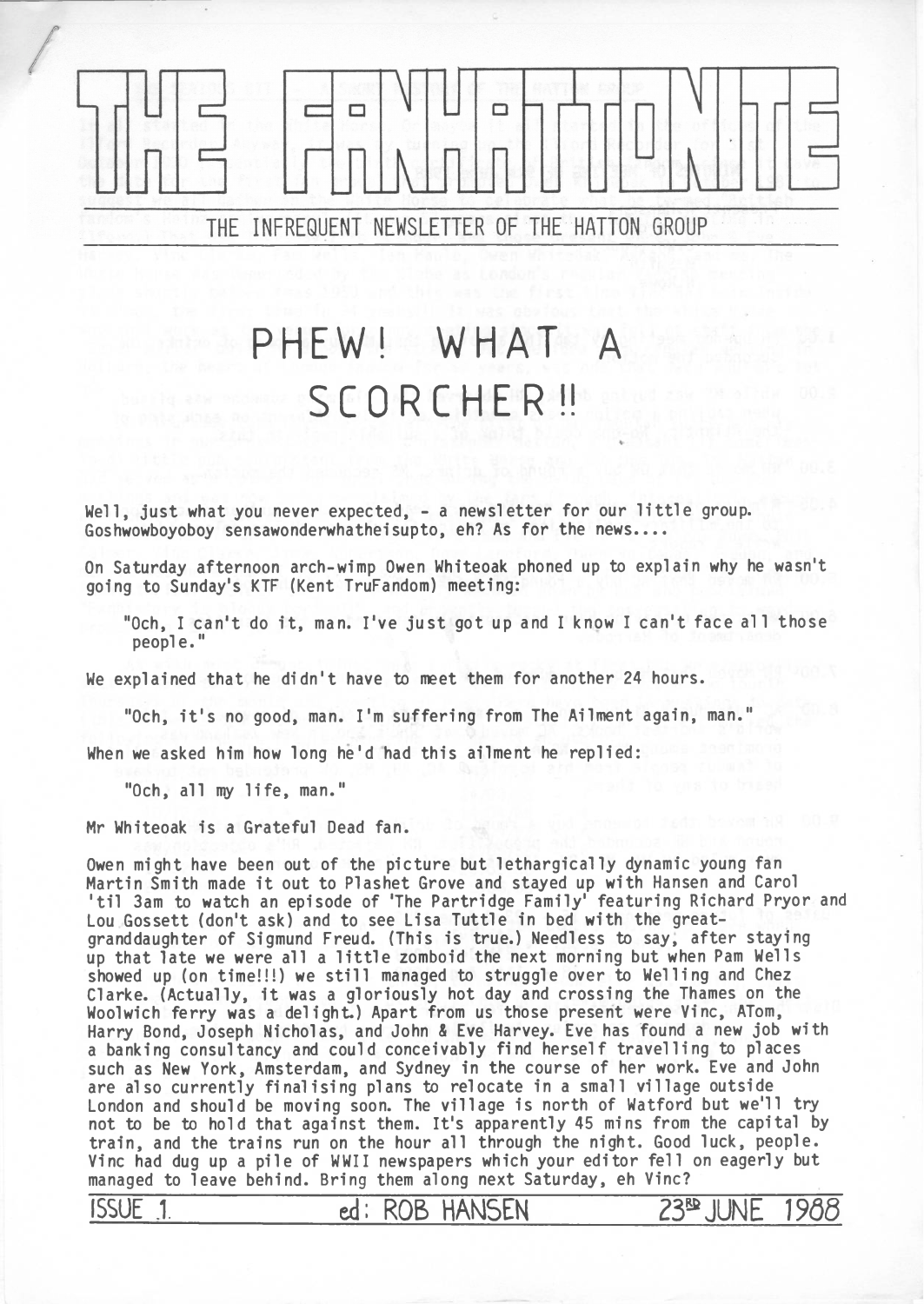# THE FANHATTONITE

THE INFREQUENT NEWSLETTER OF THE HATTON GROUP

## PHEW! WHAT A SCORCHER!!

Well, just what you never expected, - a newsletter for our little group. Goshwowboyoboy sensawonderwhatheisupto, eh? As for the news....

On Saturday afternoon arch-wimp Owen Whiteoak phoned up to explain why he wasn't going to Sunday's KTF (Kent TruFandom) meeting:

> "Och, I can't do it, man. I've just got up and I know I can't face all those people."

We explained that he didn't have to meet them for another 24 hours.

> "Och, it's no good, man. I'm suffering from The Ailment again, man."

When we asked him how long he'd had this ailment he replied:

> "Och, all my life, man."

Mr Whiteoak is a Grateful Dead fan.

Owen might have been out of the picture but lethargically dynamic young fan Martin Smith made it out to Plashet Grove and stayed up with Hansen and Carol 'til 3am to watch an episode of 'The Partridge Family' featuring Richard Pryor and Lou Gossett (don't ask) and to see Lisa Tuttle in bed with the great-granddaughter of Sigmund Freud. (This is true.) Needless to say, after staying up that late we were all a little zomboid the next morning but when Pam Wells showed up (on time!!!) we still managed to struggle over to Welling and Chez Clarke. (Actually, it was a gloriously hot day and crossing the Thames on the Woolwich ferry was a delight.) Apart from us those present were Vinc, ATom, Harry Bond, Joseph Nicholas, and John & Eve Harvey. Eve has found a new job with a banking consultancy and could conceivably find herself travelling to places such as New York, Amsterdam, and Sydney in the course of her work. Eve and John are also currently finalising plans to relocate in a small village outside London and should be moving soon. The village is north of Watford but we'll try not to be to hold that against them. It's apparently 45 mins from the capital by train, and the trains run on the hour all through the night. Good luck, people. Vinc had dug up a pile of WWII newspapers which your editor fell on eagerly but managed to leave behind. Bring them along next Saturday, eh Vinc?

ISSUE 1 | ed: ROB HANSEN | 23RD JUNE 1988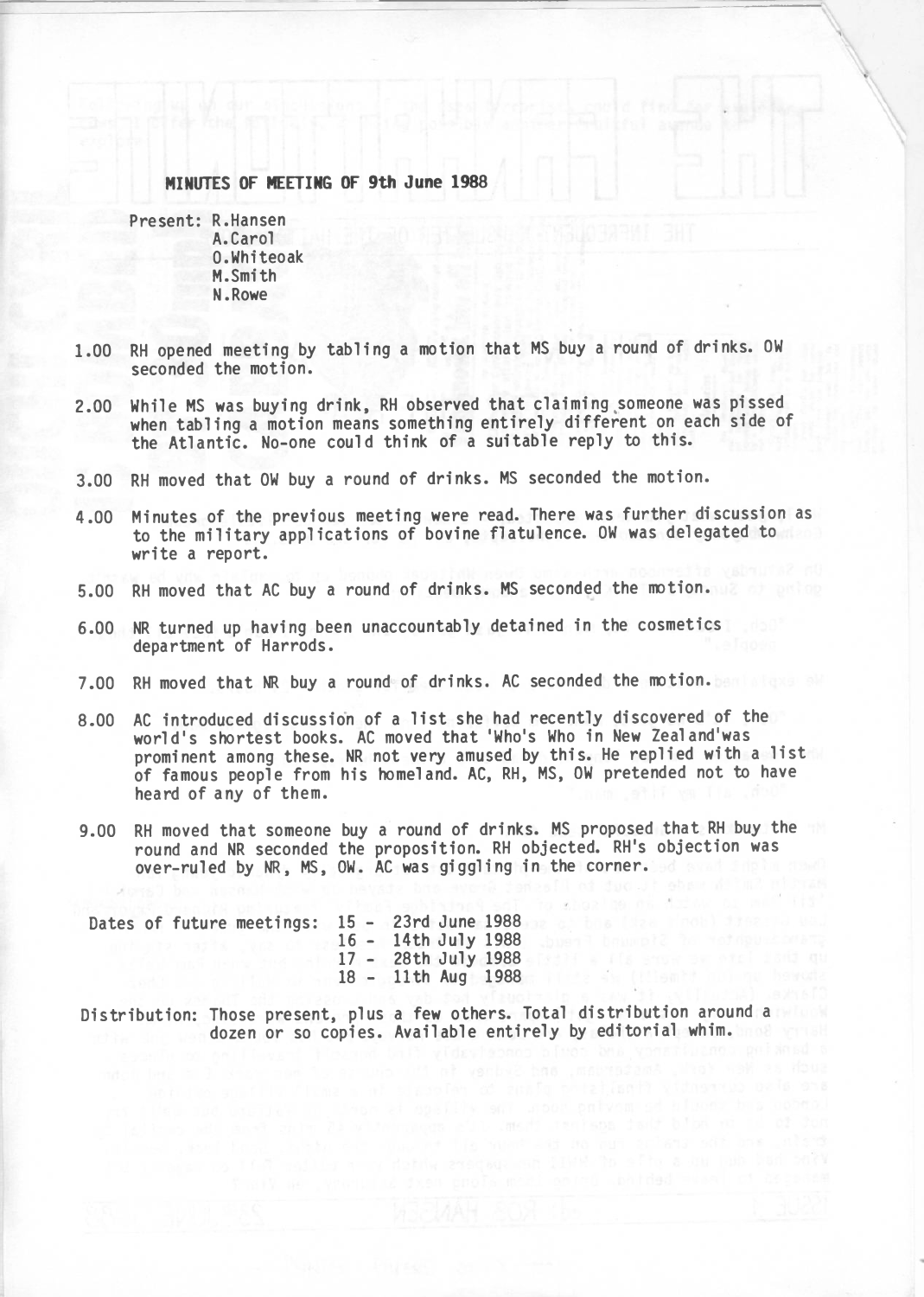**MINUTES OF MEETING OF 9th June 1988**

Present: R.Hansen
A.Carol
O.Whiteoak
M.Smith
N.Rowe

1.00 RH opened meeting by tabling a motion that MS buy a round of drinks. OW seconded the motion.

2.00 While MS was buying drink, RH observed that claiming someone was pissed when tabling a motion means something entirely different on each side of the Atlantic. No-one could think of a suitable reply to this.

3.00 RH moved that OW buy a round of drinks. MS seconded the motion.

4.00 Minutes of the previous meeting were read. There was further discussion as to the military applications of bovine flatulence. OW was delegated to write a report.

5.00 RH moved that AC buy a round of drinks. MS seconded the motion.

6.00 NR turned up having been unaccountably detained in the cosmetics department of Harrods.

7.00 RH moved that NR buy a round of drinks. AC seconded the motion.

8.00 AC introduced discussion of a list she had recently discovered of the world's shortest books. AC moved that 'Who's Who in New Zealand'was prominent among these. NR not very amused by this. He replied with a list of famous people from his homeland. AC, RH, MS, OW pretended not to have heard of any of them.

9.00 RH moved that someone buy a round of drinks. MS proposed that RH buy the round and NR seconded the proposition. RH objected. RH's objection was over-ruled by NR, MS, OW. AC was giggling in the corner.

Dates of future meetings:
15 - 23rd June 1988
16 - 14th July 1988
17 - 28th July 1988
18 - 11th Aug 1988

Distribution: Those present, plus a few others. Total distribution around a dozen or so copies. Available entirely by editorial whim.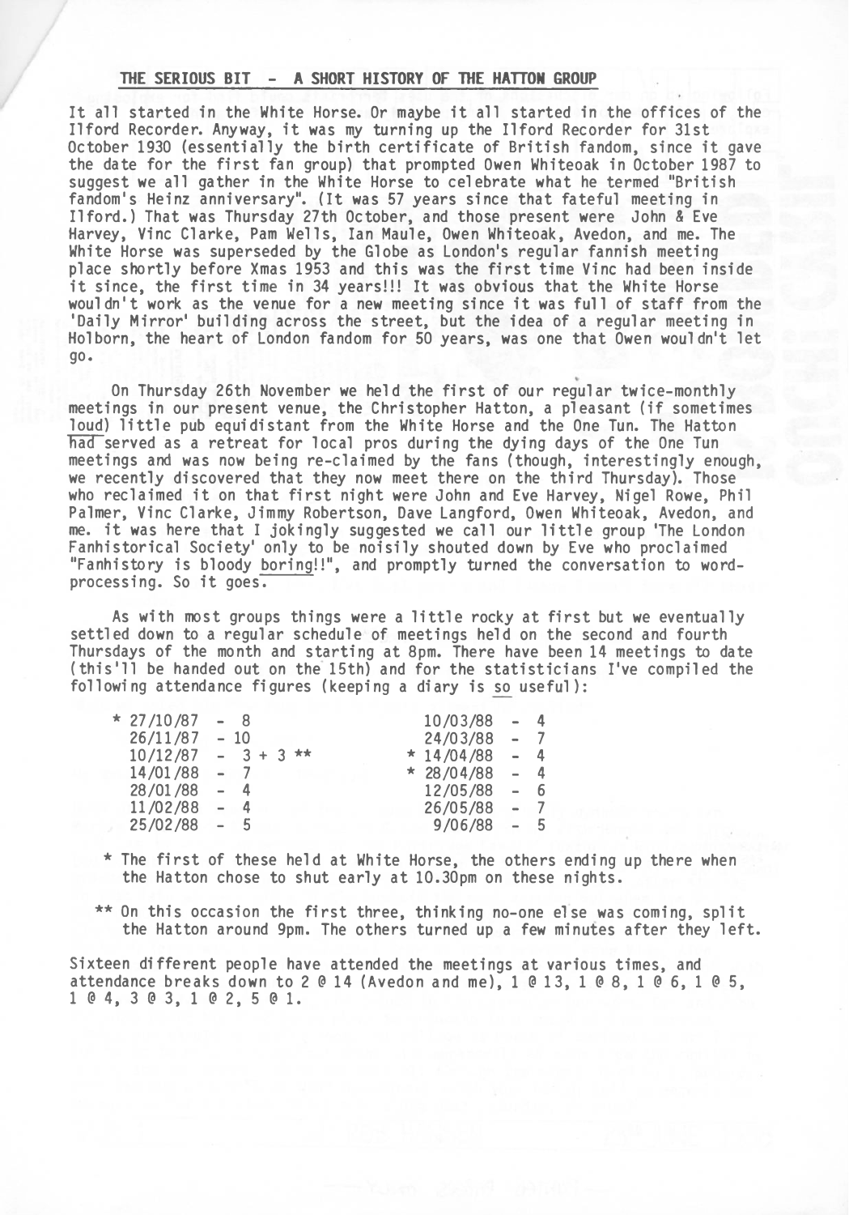## THE SERIOUS BIT - A SHORT HISTORY OF THE HATTON GROUP

It all started in the White Horse. Or maybe it all started in the offices of the Ilford Recorder. Anyway, it was my turning up the Ilford Recorder for 31st October 1930 (essentially the birth certificate of British fandom, since it gave the date for the first fan group) that prompted Owen Whiteoak in October 1987 to suggest we all gather in the White Horse to celebrate what he termed "British fandom's Heinz anniversary". (It was 57 years since that fateful meeting in Ilford.) That was Thursday 27th October, and those present were John & Eve Harvey, Vinc Clarke, Pam Wells, Ian Maule, Owen Whiteoak, Avedon, and me. The White Horse was superseded by the Globe as London's regular fannish meeting place shortly before Xmas 1953 and this was the first time Vinc had been inside it since, the first time in 34 years!!! It was obvious that the White Horse wouldn't work as the venue for a new meeting since it was full of staff from the 'Daily Mirror' building across the street, but the idea of a regular meeting in Holborn, the heart of London fandom for 50 years, was one that Owen wouldn't let go.

On Thursday 26th November we held the first of our regular twice-monthly meetings in our present venue, the Christopher Hatton, a pleasant (if sometimes loud) little pub equidistant from the White Horse and the One Tun. The Hatton had served as a retreat for local pros during the dying days of the One Tun meetings and was now being re-claimed by the fans (though, interestingly enough, we recently discovered that they now meet there on the third Thursday). Those who reclaimed it on that first night were John and Eve Harvey, Nigel Rowe, Phil Palmer, Vinc Clarke, Jimmy Robertson, Dave Langford, Owen Whiteoak, Avedon, and me. it was here that I jokingly suggested we call our little group 'The London Fanhistorical Society' only to be noisily shouted down by Eve who proclaimed "Fanhistory is bloody boring!!", and promptly turned the conversation to word-processing. So it goes.

As with most groups things were a little rocky at first but we eventually settled down to a regular schedule of meetings held on the second and fourth Thursdays of the month and starting at 8pm. There have been 14 meetings to date (this'll be handed out on the 15th) and for the statisticians I've compiled the following attendance figures (keeping a diary is so useful):

| | | | |
|---|---|---|---|
| * 27/10/87 | 8 | 10/03/88 | 4 |
| 26/11/87 | 10 | 24/03/88 | 7 |
| 10/12/87 | 3 + 3 ** | * 14/04/88 | 4 |
| 14/01/88 | 7 | * 28/04/88 | 4 |
| 28/01/88 | 4 | 12/05/88 | 6 |
| 11/02/88 | 4 | 26/05/88 | 7 |
| 25/02/88 | 5 | 9/06/88 | 5 |

\* The first of these held at White Horse, the others ending up there when the Hatton chose to shut early at 10.30pm on these nights.

** On this occasion the first three, thinking no-one else was coming, split the Hatton around 9pm. The others turned up a few minutes after they left.

Sixteen different people have attended the meetings at various times, and attendance breaks down to 2 @ 14 (Avedon and me), 1 @ 13, 1 @ 8, 1 @ 6, 1 @ 5, 1 @ 4, 3 @ 3, 1 @ 2, 5 @ 1.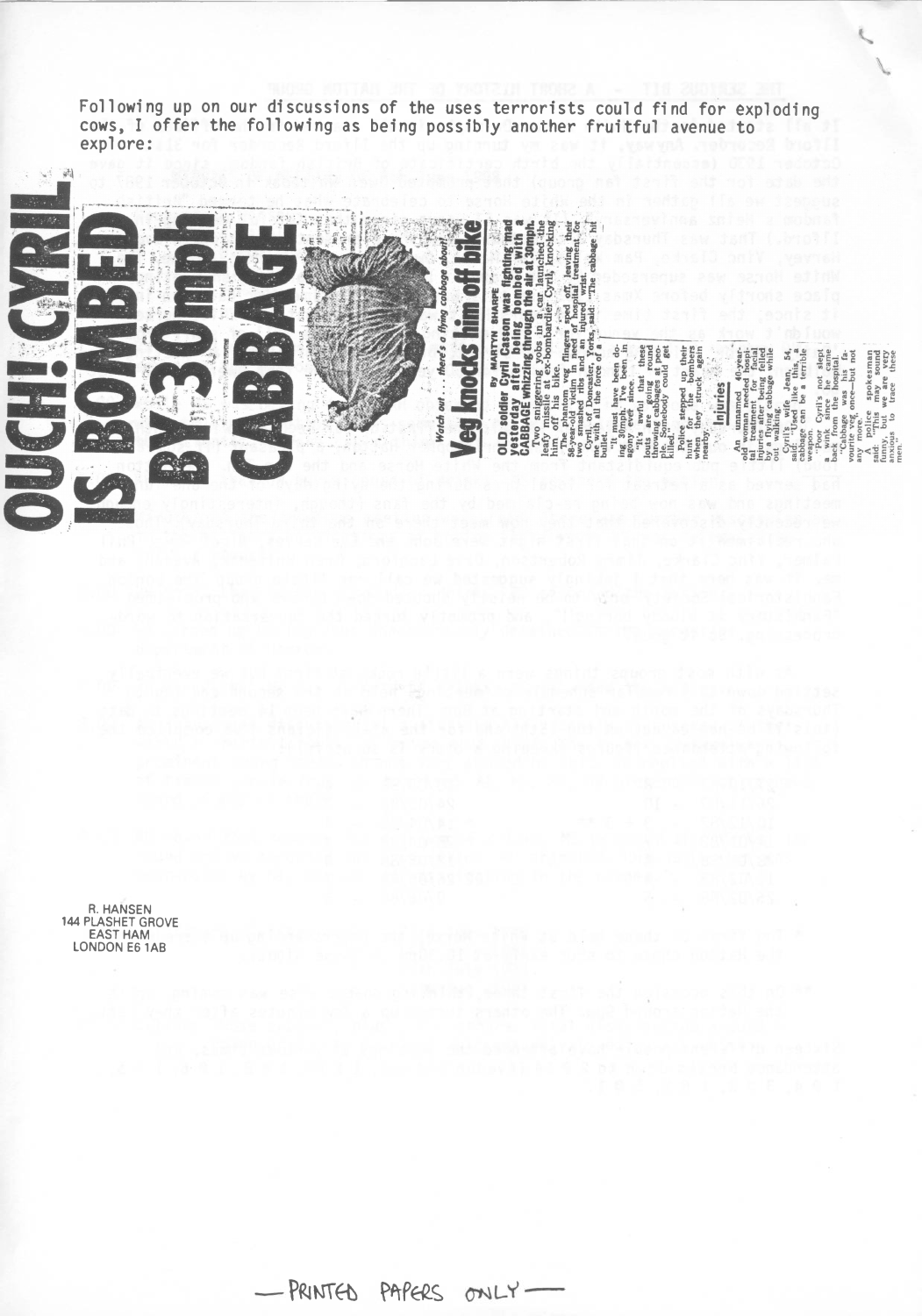Following up on our discussions of the uses terrorists could find for exploding cows, I offer the following as being possibly another fruitful avenue to explore:

# OUCH! CYRIL IS BOMBED BY 30mph CABBAGE

*Watch out . . . there's a flying cabbage about!*

## Veg knocks him off bike

By MARTYN SHARPE

**OLD soldier Cyril Casson was fighting mad yesterday after being bombed with a CABBAGE whizzing through the air at 30mph.**

Two sniggering yobs in a car launched the leafy missile at ex-bombardier Cyril, knocking him off his bike.

The phantom veg. flingers sped off, leaving their 58-year-old victim in need of hospital treatment for two smashed ribs and an injured wrist.

Cyril, of Doncaster, Yorks, said: "The cabbage hit me with all the force of a bullet.

"It must have been doing 30mph. I've been in agony ever since.

"It's awful that these louts are going round throwing cabbages at people. Somebody could get killed."

Police stepped up their hunt for the bombers when they struck again nearby.

### Injuries

An unnamed 40-year-old woman needed hospital treatment for facial injuries after being felled by a flying cabbage while out walking.

Cyril's wife Jean, 54, said: "Used like this, a cabbage can be a terrible weapon.

"Poor Cyril's not slept a wink since he came back from the hospital.

"Cabbage was his favourite veg. once—but not any more."

A police spokesman said: "This may sound funny, but we are very anxious to trace these men."

R. HANSEN
144 PLASHET GROVE
EAST HAM
LONDON E6 1AB

— PRINTED PAPERS ONLY —